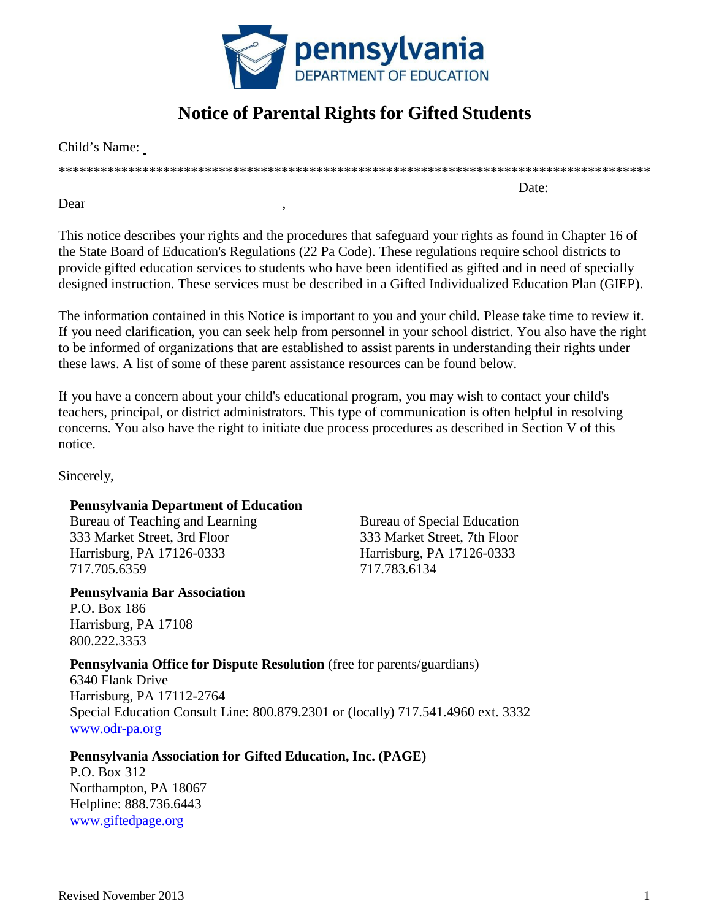# Notice of Parental Rights for Gifted Students

Child's Name: \_

\*\*\*\*\*\*\*\*\*\*\*\*\*\*\*\*\*\*\*\*\*\*\*\*\*\*\*\*\*\*\*\*\*\*\*\*\*\*\*\*\*\*\*\*\*\*\*\*\*\*\*\*\*\*\*\*\*\*\*\*\*\*\*\*\*\*\*\*\*\*\*\*\*\*\*\*\*\*\*\*\*\*\*\*\*\*\*\*\*\*

Date: \_\_\_\_\_\_\_\_\_\_\_\_\_\_

Dear \_\_\_\_\_\_\_\_\_\_\_\_\_\_\_\_\_\_\_\_\_\_\_\_\_\_\_\_\_\_,

This notice describes your rights and the procedures that safeguard your rights as found in Chapter 16 of the State Board of Education's Regulations (22 Pa Code). These regulations require school districts to provide gifted education services to students who have been identified as gifted and in need of specially designed instruction. These services must be described in a Gifted Individualized Education Plan (GIEP).

The information contained in this Notice is important to you and your child. Please take time to review it. If you need clarification, you can seek help from personnel in your school district. You also have the right to be informed of organizations that are established to assist parents in understanding their rights under these laws. A list of some of these parent assistance resources can be found below.

If you have a concern about your child's educational program, you may wish to contact your child's teachers, principal, or district administrators. This type of communication is often helpful in resolving concerns. You also have the right to initiate due process procedures as described in Section V of this notice.

Sincerely,

**Pennsylvania Department of Education**
Bureau of Teaching and Learning
333 Market Street, 3rd Floor
Harrisburg, PA 17126-0333
717.705.6359

Bureau of Special Education
333 Market Street, 7th Floor
Harrisburg, PA 17126-0333
717.783.6134

**Pennsylvania Bar Association**
P.O. Box 186
Harrisburg, PA 17108
800.222.3353

**Pennsylvania Office for Dispute Resolution** (free for parents/guardians)
6340 Flank Drive
Harrisburg, PA 17112-2764
Special Education Consult Line: 800.879.2301 or (locally) 717.541.4960 ext. 3332
www.odr-pa.org

**Pennsylvania Association for Gifted Education, Inc. (PAGE)**
P.O. Box 312
Northampton, PA 18067
Helpline: 888.736.6443
www.giftedpage.org

Revised November 2013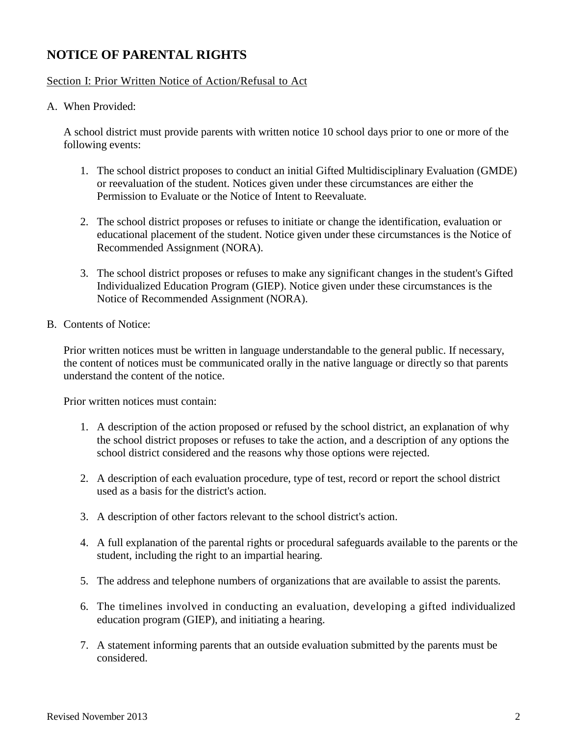# NOTICE OF PARENTAL RIGHTS

Section I: Prior Written Notice of Action/Refusal to Act

A. When Provided:

   A school district must provide parents with written notice 10 school days prior to one or more of the following events:

   1. The school district proposes to conduct an initial Gifted Multidisciplinary Evaluation (GMDE) or reevaluation of the student. Notices given under these circumstances are either the Permission to Evaluate or the Notice of Intent to Reevaluate.

   2. The school district proposes or refuses to initiate or change the identification, evaluation or educational placement of the student. Notice given under these circumstances is the Notice of Recommended Assignment (NORA).

   3. The school district proposes or refuses to make any significant changes in the student's Gifted Individualized Education Program (GIEP). Notice given under these circumstances is the Notice of Recommended Assignment (NORA).

B. Contents of Notice:

   Prior written notices must be written in language understandable to the general public. If necessary, the content of notices must be communicated orally in the native language or directly so that parents understand the content of the notice.

   Prior written notices must contain:

   1. A description of the action proposed or refused by the school district, an explanation of why the school district proposes or refuses to take the action, and a description of any options the school district considered and the reasons why those options were rejected.

   2. A description of each evaluation procedure, type of test, record or report the school district used as a basis for the district's action.

   3. A description of other factors relevant to the school district's action.

   4. A full explanation of the parental rights or procedural safeguards available to the parents or the student, including the right to an impartial hearing.

   5. The address and telephone numbers of organizations that are available to assist the parents.

   6. The timelines involved in conducting an evaluation, developing a gifted individualized education program (GIEP), and initiating a hearing.

   7. A statement informing parents that an outside evaluation submitted by the parents must be considered.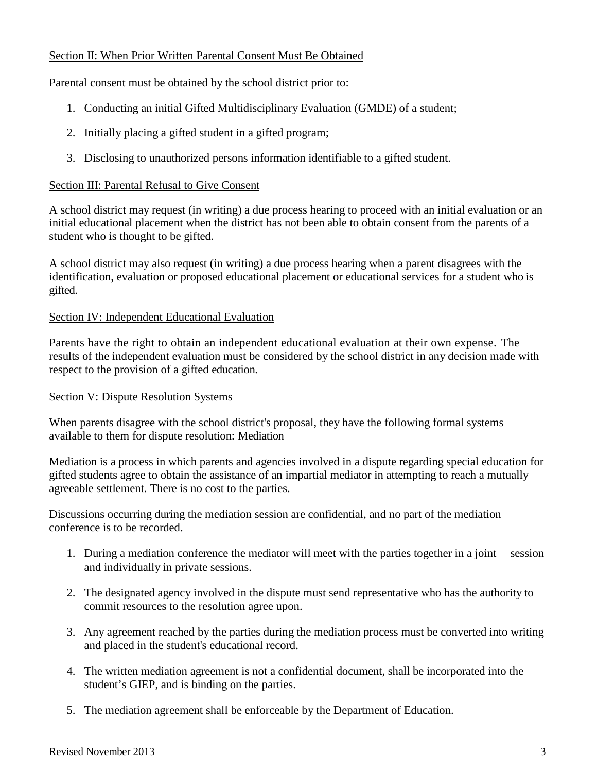## Section II: When Prior Written Parental Consent Must Be Obtained

Parental consent must be obtained by the school district prior to:

1. Conducting an initial Gifted Multidisciplinary Evaluation (GMDE) of a student;
2. Initially placing a gifted student in a gifted program;
3. Disclosing to unauthorized persons information identifiable to a gifted student.

## Section III: Parental Refusal to Give Consent

A school district may request (in writing) a due process hearing to proceed with an initial evaluation or an initial educational placement when the district has not been able to obtain consent from the parents of a student who is thought to be gifted.

A school district may also request (in writing) a due process hearing when a parent disagrees with the identification, evaluation or proposed educational placement or educational services for a student who is gifted.

## Section IV: Independent Educational Evaluation

Parents have the right to obtain an independent educational evaluation at their own expense. The results of the independent evaluation must be considered by the school district in any decision made with respect to the provision of a gifted education.

## Section V: Dispute Resolution Systems

When parents disagree with the school district's proposal, they have the following formal systems available to them for dispute resolution: Mediation

Mediation is a process in which parents and agencies involved in a dispute regarding special education for gifted students agree to obtain the assistance of an impartial mediator in attempting to reach a mutually agreeable settlement. There is no cost to the parties.

Discussions occurring during the mediation session are confidential, and no part of the mediation conference is to be recorded.

1. During a mediation conference the mediator will meet with the parties together in a joint session and individually in private sessions.
2. The designated agency involved in the dispute must send representative who has the authority to commit resources to the resolution agree upon.
3. Any agreement reached by the parties during the mediation process must be converted into writing and placed in the student's educational record.
4. The written mediation agreement is not a confidential document, shall be incorporated into the student's GIEP, and is binding on the parties.
5. The mediation agreement shall be enforceable by the Department of Education.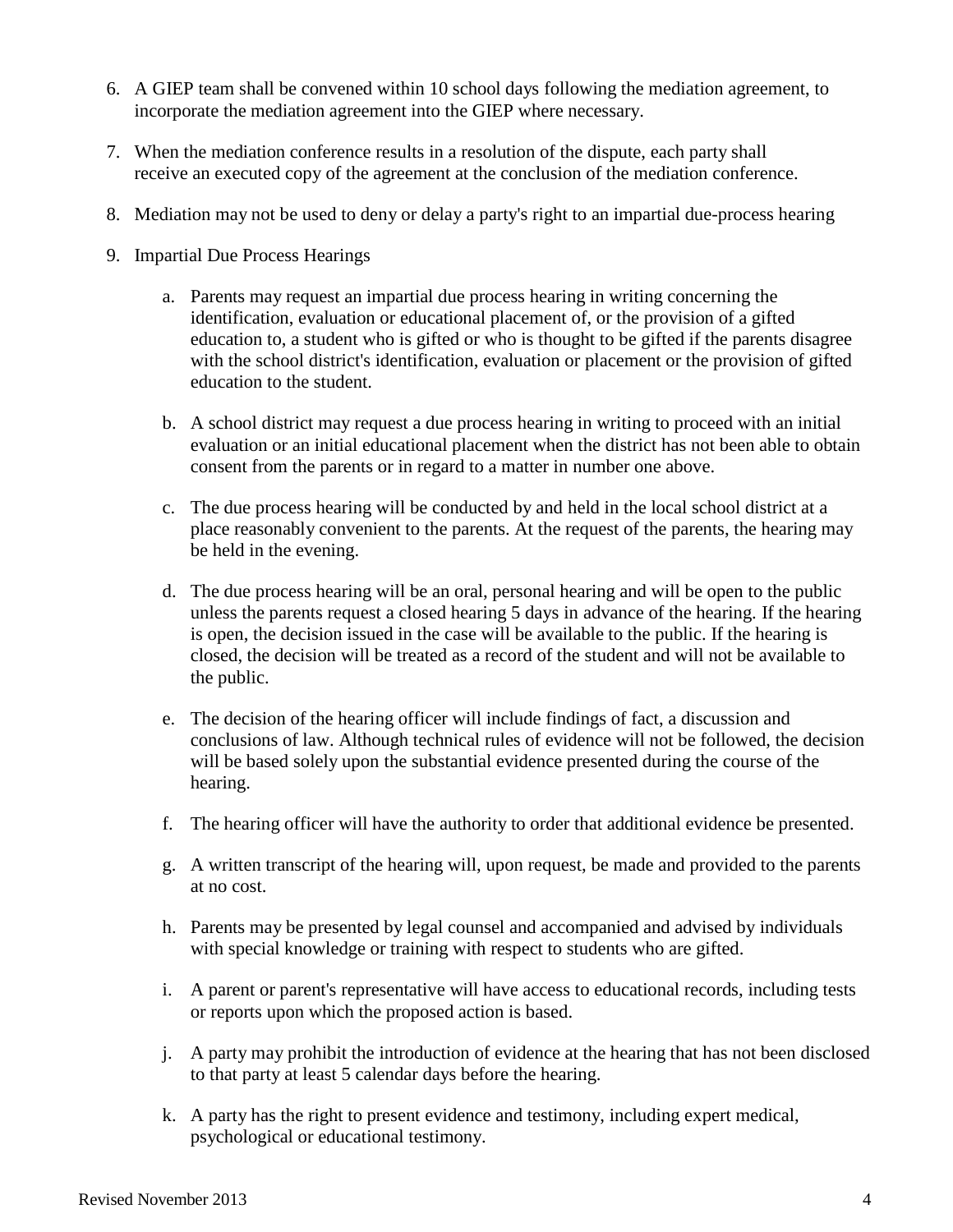6. A GIEP team shall be convened within 10 school days following the mediation agreement, to incorporate the mediation agreement into the GIEP where necessary.

7. When the mediation conference results in a resolution of the dispute, each party shall receive an executed copy of the agreement at the conclusion of the mediation conference.

8. Mediation may not be used to deny or delay a party's right to an impartial due-process hearing

9. Impartial Due Process Hearings

   a. Parents may request an impartial due process hearing in writing concerning the identification, evaluation or educational placement of, or the provision of a gifted education to, a student who is gifted or who is thought to be gifted if the parents disagree with the school district's identification, evaluation or placement or the provision of gifted education to the student.

   b. A school district may request a due process hearing in writing to proceed with an initial evaluation or an initial educational placement when the district has not been able to obtain consent from the parents or in regard to a matter in number one above.

   c. The due process hearing will be conducted by and held in the local school district at a place reasonably convenient to the parents. At the request of the parents, the hearing may be held in the evening.

   d. The due process hearing will be an oral, personal hearing and will be open to the public unless the parents request a closed hearing 5 days in advance of the hearing. If the hearing is open, the decision issued in the case will be available to the public. If the hearing is closed, the decision will be treated as a record of the student and will not be available to the public.

   e. The decision of the hearing officer will include findings of fact, a discussion and conclusions of law. Although technical rules of evidence will not be followed, the decision will be based solely upon the substantial evidence presented during the course of the hearing.

   f. The hearing officer will have the authority to order that additional evidence be presented.

   g. A written transcript of the hearing will, upon request, be made and provided to the parents at no cost.

   h. Parents may be presented by legal counsel and accompanied and advised by individuals with special knowledge or training with respect to students who are gifted.

   i. A parent or parent's representative will have access to educational records, including tests or reports upon which the proposed action is based.

   j. A party may prohibit the introduction of evidence at the hearing that has not been disclosed to that party at least 5 calendar days before the hearing.

   k. A party has the right to present evidence and testimony, including expert medical, psychological or educational testimony.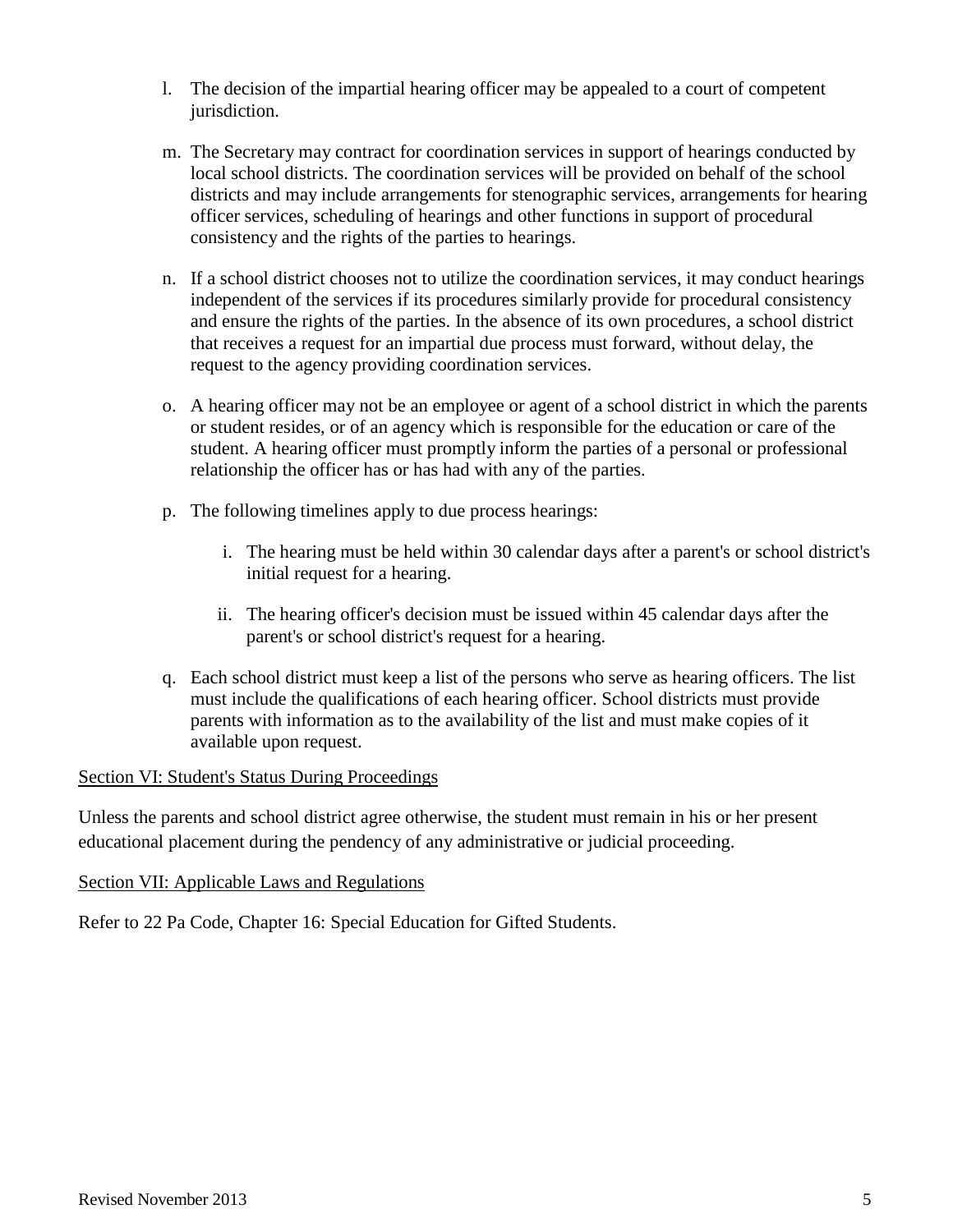l. The decision of the impartial hearing officer may be appealed to a court of competent jurisdiction.

m. The Secretary may contract for coordination services in support of hearings conducted by local school districts. The coordination services will be provided on behalf of the school districts and may include arrangements for stenographic services, arrangements for hearing officer services, scheduling of hearings and other functions in support of procedural consistency and the rights of the parties to hearings.

n. If a school district chooses not to utilize the coordination services, it may conduct hearings independent of the services if its procedures similarly provide for procedural consistency and ensure the rights of the parties. In the absence of its own procedures, a school district that receives a request for an impartial due process must forward, without delay, the request to the agency providing coordination services.

o. A hearing officer may not be an employee or agent of a school district in which the parents or student resides, or of an agency which is responsible for the education or care of the student. A hearing officer must promptly inform the parties of a personal or professional relationship the officer has or has had with any of the parties.

p. The following timelines apply to due process hearings:

    i. The hearing must be held within 30 calendar days after a parent's or school district's initial request for a hearing.

    ii. The hearing officer's decision must be issued within 45 calendar days after the parent's or school district's request for a hearing.

q. Each school district must keep a list of the persons who serve as hearing officers. The list must include the qualifications of each hearing officer. School districts must provide parents with information as to the availability of the list and must make copies of it available upon request.

<u>Section VI: Student's Status During Proceedings</u>

Unless the parents and school district agree otherwise, the student must remain in his or her present educational placement during the pendency of any administrative or judicial proceeding.

<u>Section VII: Applicable Laws and Regulations</u>

Refer to 22 Pa Code, Chapter 16: Special Education for Gifted Students.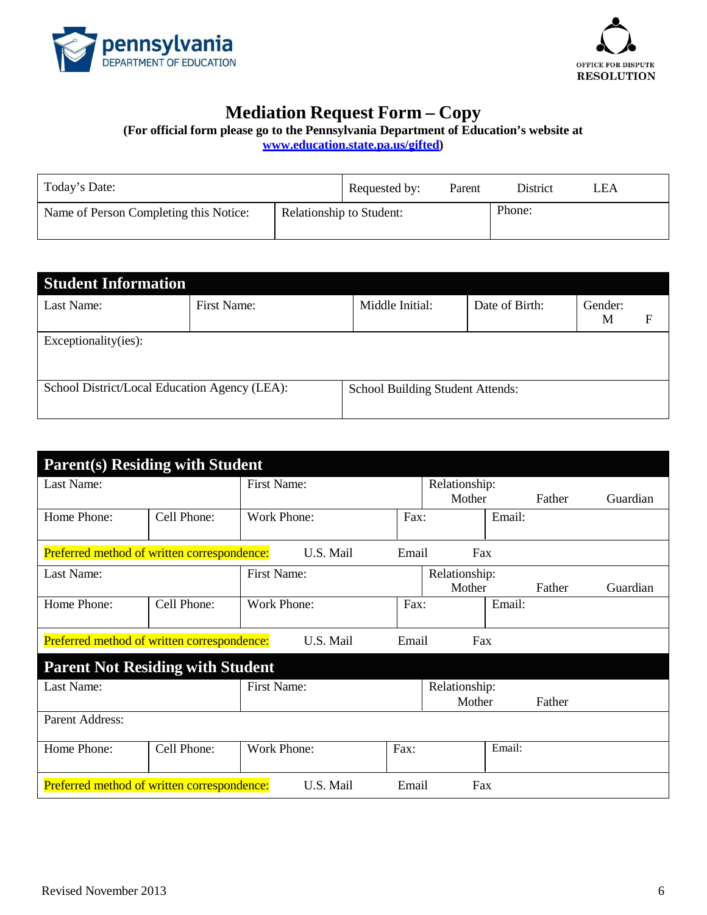pennsylvania
DEPARTMENT OF EDUCATION

OFFICE FOR DISPUTE
RESOLUTION

# Mediation Request Form – Copy

**(For official form please go to the Pennsylvania Department of Education's website at [www.education.state.pa.us/gifted](www.education.state.pa.us/gifted))**

| Today's Date: | | Requested by: Parent District LEA |
|---|---|---|
| Name of Person Completing this Notice: | Relationship to Student: | Phone: |

## Student Information

| Last Name: | First Name: | Middle Initial: | Date of Birth: | Gender: M F |
|---|---|---|---|---|
| Exceptionality(ies): | | | | |
| School District/Local Education Agency (LEA): | | School Building Student Attends: | | |

## Parent(s) Residing with Student

| Last Name: | | First Name: | | Relationship: Mother Father Guardian |
|---|---|---|---|---|
| Home Phone: | Cell Phone: | Work Phone: | Fax: | Email: |
| Preferred method of written correspondence: | | U.S. Mail | Email | Fax |
| Last Name: | | First Name: | | Relationship: Mother Father Guardian |
| Home Phone: | Cell Phone: | Work Phone: | Fax: | Email: |
| Preferred method of written correspondence: | | U.S. Mail | Email | Fax |

## Parent Not Residing with Student

| Last Name: | | First Name: | | Relationship: Mother Father |
|---|---|---|---|---|
| Parent Address: | | | | |
| Home Phone: | Cell Phone: | Work Phone: | Fax: | Email: |
| Preferred method of written correspondence: | | U.S. Mail | Email | Fax |

Revised November 2013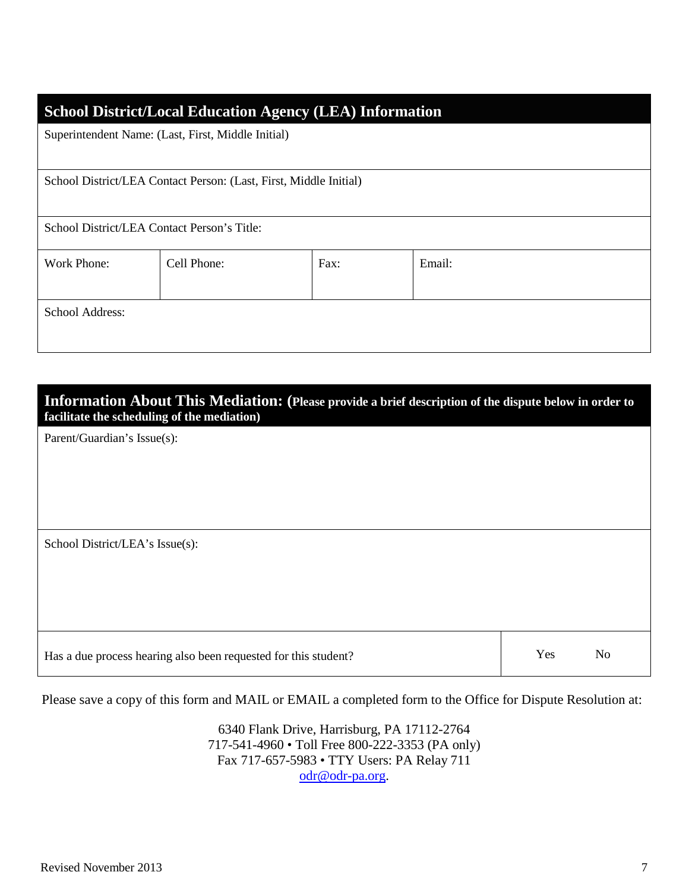## School District/Local Education Agency (LEA) Information

| | | | |
|---|---|---|---|
| Superintendent Name: (Last, First, Middle Initial) | | | |
| School District/LEA Contact Person: (Last, First, Middle Initial) | | | |
| School District/LEA Contact Person's Title: | | | |
| Work Phone: | Cell Phone: | Fax: | Email: |
| School Address: | | | |

## Information About This Mediation: (Please provide a brief description of the dispute below in order to facilitate the scheduling of the mediation)

| | |
|---|---|
| Parent/Guardian's Issue(s): | |
| School District/LEA's Issue(s): | |
| Has a due process hearing also been requested for this student? | Yes No |

Please save a copy of this form and MAIL or EMAIL a completed form to the Office for Dispute Resolution at:

6340 Flank Drive, Harrisburg, PA 17112-2764
717-541-4960 • Toll Free 800-222-3353 (PA only)
Fax 717-657-5983 • TTY Users: PA Relay 711
odr@odr-pa.org.

Revised November 2013